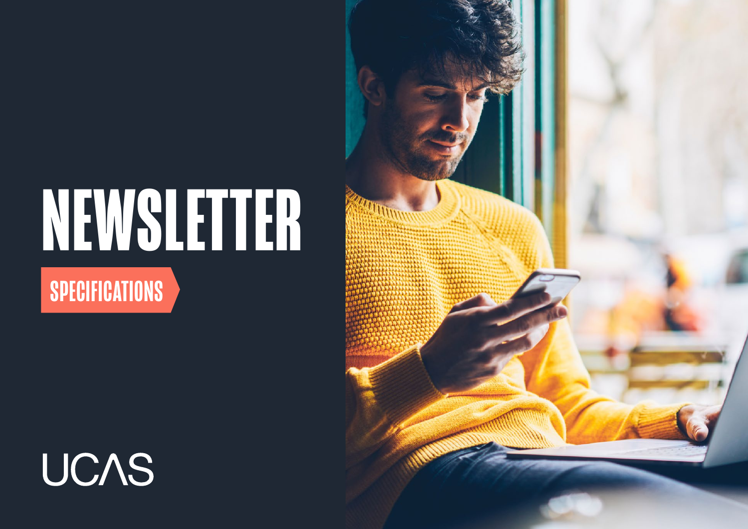# NEWSLETTER

## SPECIFICATIONS

UCAS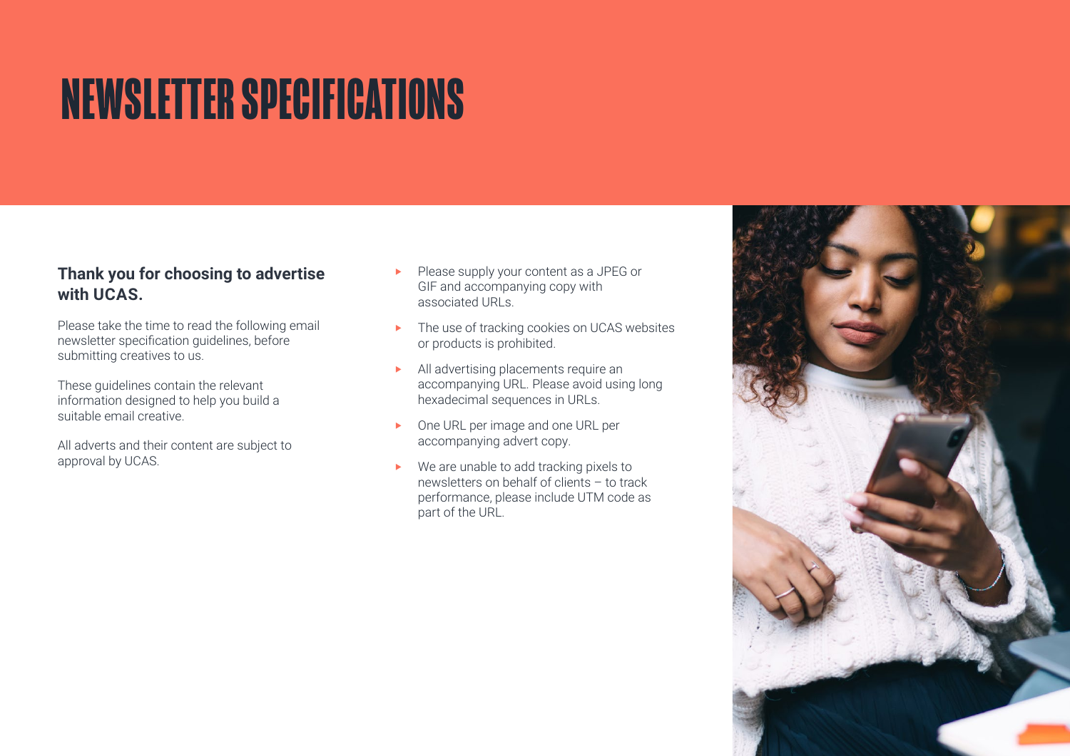# NEWSLETTER SPECIFICATIONS

**Thank you for choosing to advertise with UCAS.**

Please take the time to read the following email newsletter specification guidelines, before submitting creatives to us.

These guidelines contain the relevant information designed to help you build a suitable email creative.

All adverts and their content are subject to approval by UCAS.

- Please supply your content as a JPEG or GIF and accompanying copy with associated URLs.
- The use of tracking cookies on UCAS websites or products is prohibited.
- All advertising placements require an accompanying URL. Please avoid using long hexadecimal sequences in URLs.
- One URL per image and one URL per accompanying advert copy.
- We are unable to add tracking pixels to newsletters on behalf of clients – to track performance, please include UTM code as part of the URL.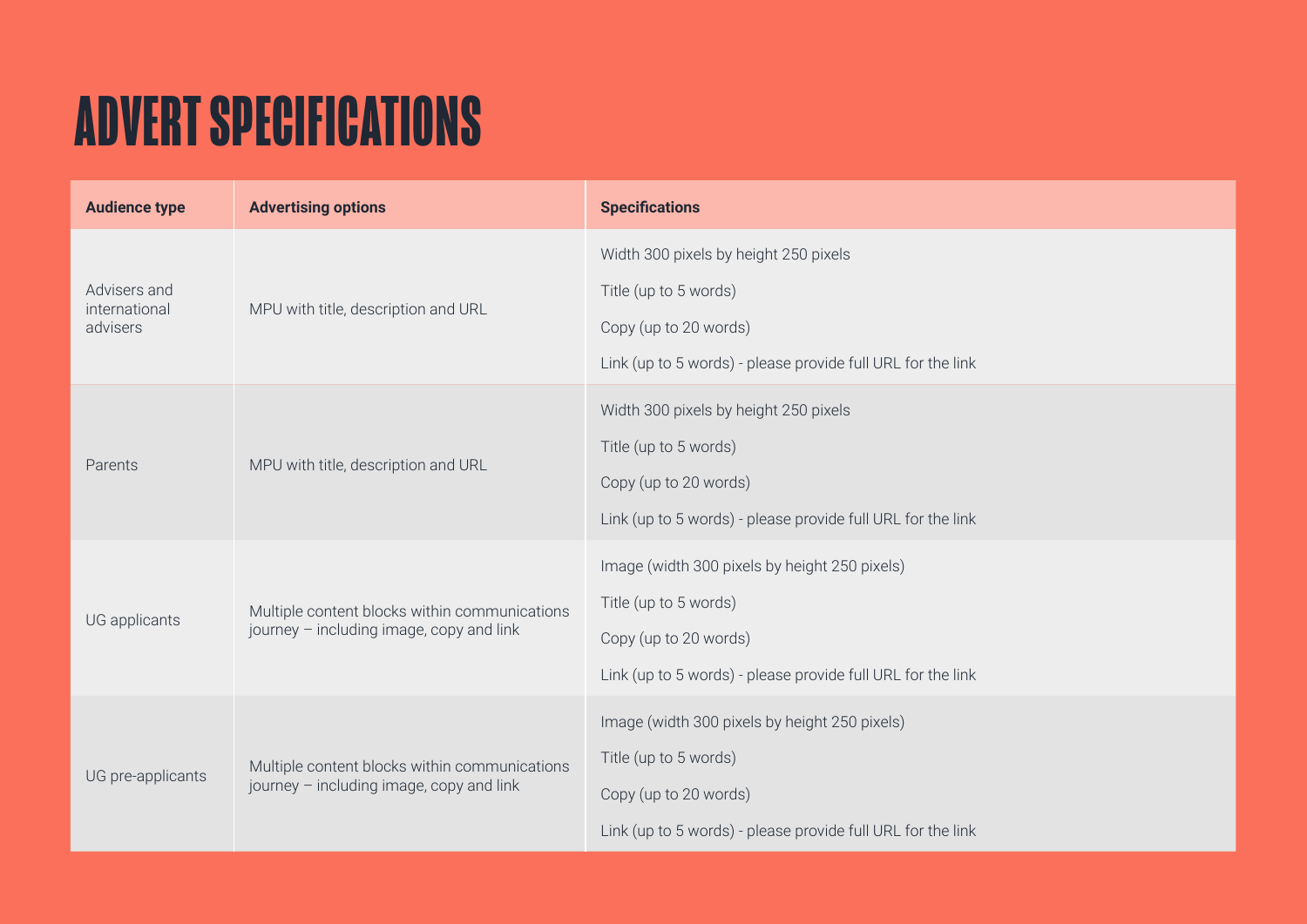# ADVERT SPECIFICATIONS

| Audience type | Advertising options | Specifications |
| --- | --- | --- |
| Advisers and international advisers | MPU with title, description and URL | Width 300 pixels by height 250 pixels<br>Title (up to 5 words)<br>Copy (up to 20 words)<br>Link (up to 5 words) - please provide full URL for the link |
| Parents | MPU with title, description and URL | Width 300 pixels by height 250 pixels<br>Title (up to 5 words)<br>Copy (up to 20 words)<br>Link (up to 5 words) - please provide full URL for the link |
| UG applicants | Multiple content blocks within communications journey – including image, copy and link | Image (width 300 pixels by height 250 pixels)<br>Title (up to 5 words)<br>Copy (up to 20 words)<br>Link (up to 5 words) - please provide full URL for the link |
| UG pre-applicants | Multiple content blocks within communications journey – including image, copy and link | Image (width 300 pixels by height 250 pixels)<br>Title (up to 5 words)<br>Copy (up to 20 words)<br>Link (up to 5 words) - please provide full URL for the link |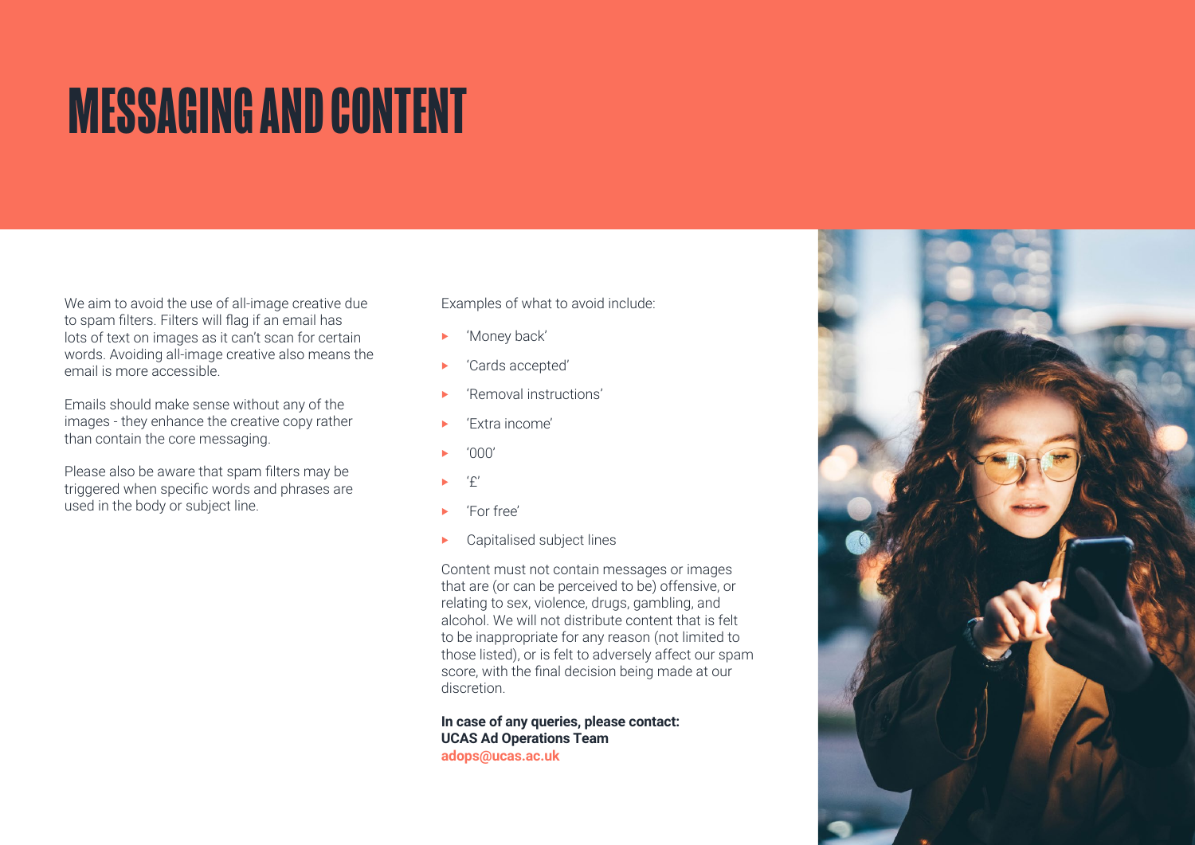# MESSAGING AND CONTENT

We aim to avoid the use of all-image creative due to spam filters. Filters will flag if an email has lots of text on images as it can't scan for certain words. Avoiding all-image creative also means the email is more accessible.

Emails should make sense without any of the images - they enhance the creative copy rather than contain the core messaging.

Please also be aware that spam filters may be triggered when specific words and phrases are used in the body or subject line.

Examples of what to avoid include:

- 'Money back'
- 'Cards accepted'
- 'Removal instructions'
- 'Extra income'
- '000'
- '£'
- 'For free'
- Capitalised subject lines

Content must not contain messages or images that are (or can be perceived to be) offensive, or relating to sex, violence, drugs, gambling, and alcohol. We will not distribute content that is felt to be inappropriate for any reason (not limited to those listed), or is felt to adversely affect our spam score, with the final decision being made at our discretion.

**In case of any queries, please contact:**
**UCAS Ad Operations Team**
**adops@ucas.ac.uk**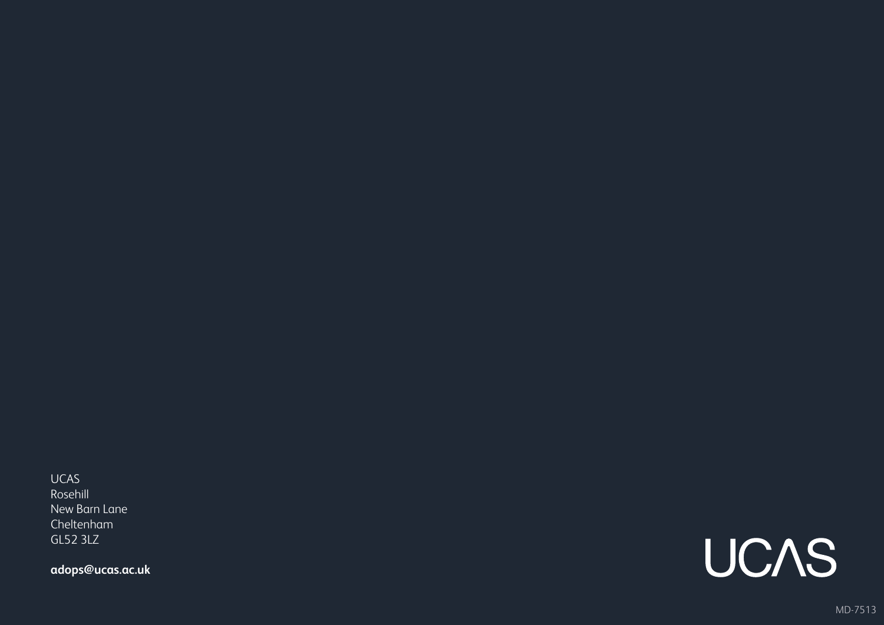UCAS
Rosehill
New Barn Lane
Cheltenham
GL52 3LZ

**adops@ucas.ac.uk**

UCAS

MD-7513